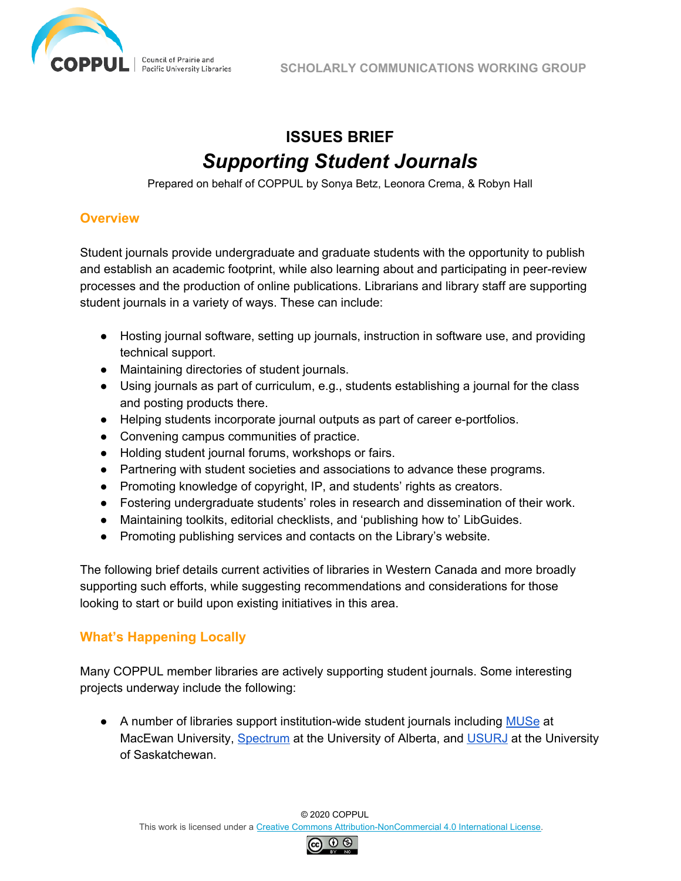# ISSUES BRIEF

## *Supporting Student Journals*

Prepared on behalf of COPPUL by Sonya Betz, Leonora Crema, & Robyn Hall

### Overview

Student journals provide undergraduate and graduate students with the opportunity to publish and establish an academic footprint, while also learning about and participating in peer-review processes and the production of online publications. Librarians and library staff are supporting student journals in a variety of ways. These can include:

- Hosting journal software, setting up journals, instruction in software use, and providing technical support.
- Maintaining directories of student journals.
- Using journals as part of curriculum, e.g., students establishing a journal for the class and posting products there.
- Helping students incorporate journal outputs as part of career e-portfolios.
- Convening campus communities of practice.
- Holding student journal forums, workshops or fairs.
- Partnering with student societies and associations to advance these programs.
- Promoting knowledge of copyright, IP, and students' rights as creators.
- Fostering undergraduate students' roles in research and dissemination of their work.
- Maintaining toolkits, editorial checklists, and 'publishing how to' LibGuides.
- Promoting publishing services and contacts on the Library's website.

The following brief details current activities of libraries in Western Canada and more broadly supporting such efforts, while suggesting recommendations and considerations for those looking to start or build upon existing initiatives in this area.

### What's Happening Locally

Many COPPUL member libraries are actively supporting student journals. Some interesting projects underway include the following:

- A number of libraries support institution-wide student journals including MUSe at MacEwan University, Spectrum at the University of Alberta, and USURJ at the University of Saskatchewan.

© 2020 COPPUL
This work is licensed under a Creative Commons Attribution-NonCommercial 4.0 International License.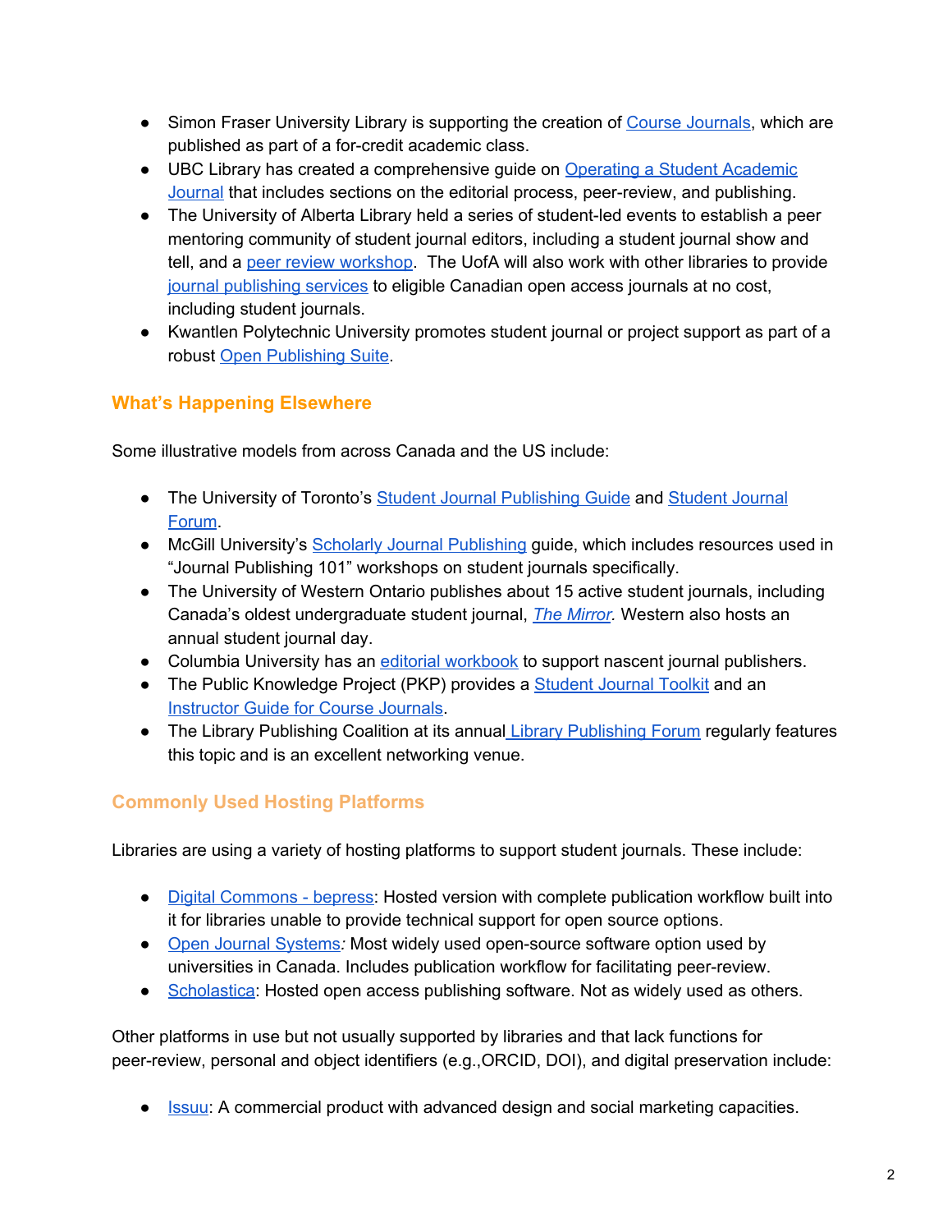- Simon Fraser University Library is supporting the creation of Course Journals, which are published as part of a for-credit academic class.
- UBC Library has created a comprehensive guide on Operating a Student Academic Journal that includes sections on the editorial process, peer-review, and publishing.
- The University of Alberta Library held a series of student-led events to establish a peer mentoring community of student journal editors, including a student journal show and tell, and a peer review workshop. The UofA will also work with other libraries to provide journal publishing services to eligible Canadian open access journals at no cost, including student journals.
- Kwantlen Polytechnic University promotes student journal or project support as part of a robust Open Publishing Suite.

## What's Happening Elsewhere

Some illustrative models from across Canada and the US include:

- The University of Toronto's Student Journal Publishing Guide and Student Journal Forum.
- McGill University's Scholarly Journal Publishing guide, which includes resources used in "Journal Publishing 101" workshops on student journals specifically.
- The University of Western Ontario publishes about 15 active student journals, including Canada's oldest undergraduate student journal, *The Mirror*. Western also hosts an annual student journal day.
- Columbia University has an editorial workbook to support nascent journal publishers.
- The Public Knowledge Project (PKP) provides a Student Journal Toolkit and an Instructor Guide for Course Journals.
- The Library Publishing Coalition at its annual Library Publishing Forum regularly features this topic and is an excellent networking venue.

## Commonly Used Hosting Platforms

Libraries are using a variety of hosting platforms to support student journals. These include:

- Digital Commons - bepress: Hosted version with complete publication workflow built into it for libraries unable to provide technical support for open source options.
- Open Journal Systems*:* Most widely used open-source software option used by universities in Canada. Includes publication workflow for facilitating peer-review.
- Scholastica: Hosted open access publishing software. Not as widely used as others.

Other platforms in use but not usually supported by libraries and that lack functions for peer-review, personal and object identifiers (e.g.,ORCID, DOI), and digital preservation include:

- Issuu: A commercial product with advanced design and social marketing capacities.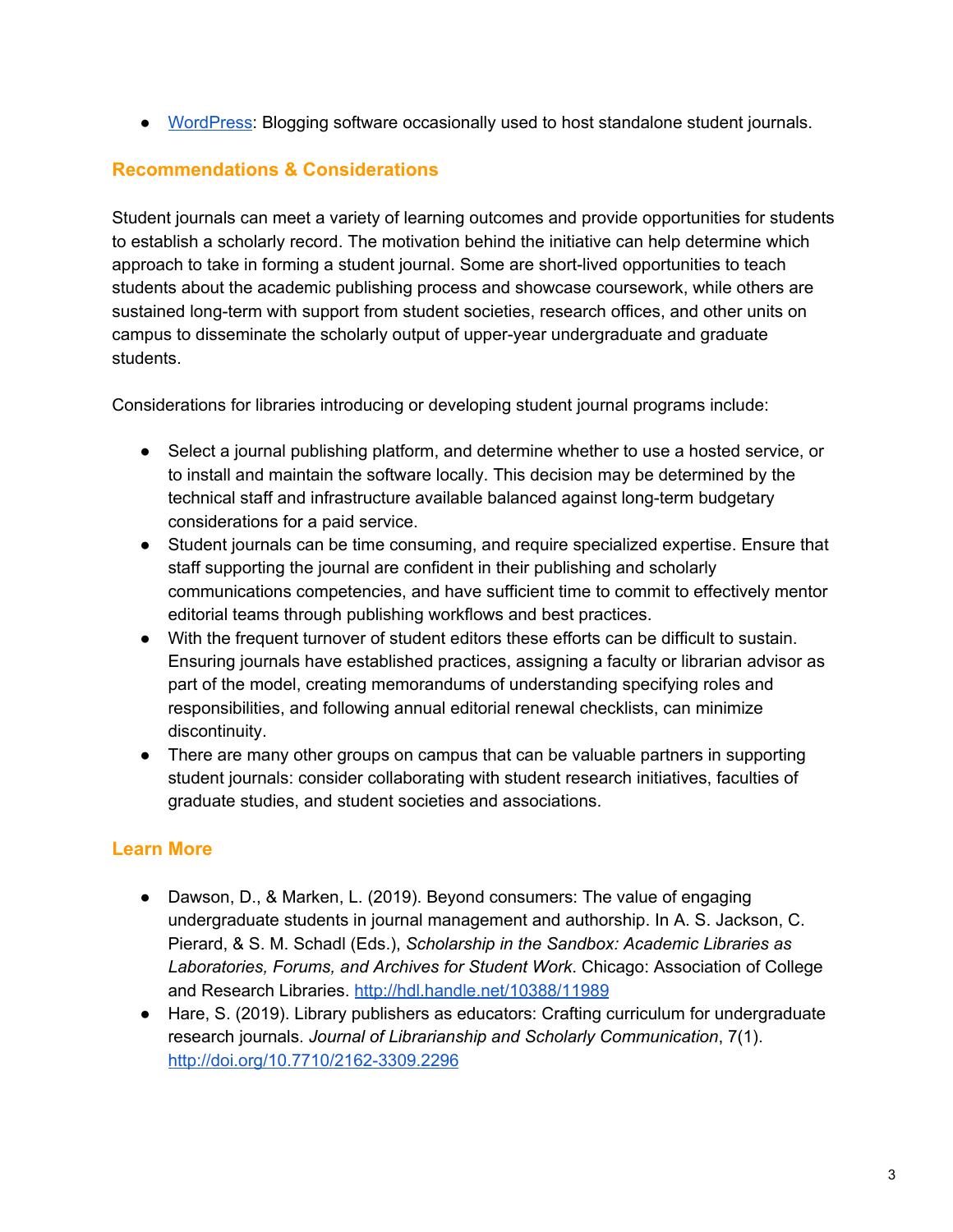- [WordPress](https://wordpress.org): Blogging software occasionally used to host standalone student journals.

## Recommendations & Considerations

Student journals can meet a variety of learning outcomes and provide opportunities for students to establish a scholarly record. The motivation behind the initiative can help determine which approach to take in forming a student journal. Some are short-lived opportunities to teach students about the academic publishing process and showcase coursework, while others are sustained long-term with support from student societies, research offices, and other units on campus to disseminate the scholarly output of upper-year undergraduate and graduate students.

Considerations for libraries introducing or developing student journal programs include:

- Select a journal publishing platform, and determine whether to use a hosted service, or to install and maintain the software locally. This decision may be determined by the technical staff and infrastructure available balanced against long-term budgetary considerations for a paid service.
- Student journals can be time consuming, and require specialized expertise. Ensure that staff supporting the journal are confident in their publishing and scholarly communications competencies, and have sufficient time to commit to effectively mentor editorial teams through publishing workflows and best practices.
- With the frequent turnover of student editors these efforts can be difficult to sustain. Ensuring journals have established practices, assigning a faculty or librarian advisor as part of the model, creating memorandums of understanding specifying roles and responsibilities, and following annual editorial renewal checklists, can minimize discontinuity.
- There are many other groups on campus that can be valuable partners in supporting student journals: consider collaborating with student research initiatives, faculties of graduate studies, and student societies and associations.

## Learn More

- Dawson, D., & Marken, L. (2019). Beyond consumers: The value of engaging undergraduate students in journal management and authorship. In A. S. Jackson, C. Pierard, & S. M. Schadl (Eds.), *Scholarship in the Sandbox: Academic Libraries as Laboratories, Forums, and Archives for Student Work*. Chicago: Association of College and Research Libraries. [http://hdl.handle.net/10388/11989](http://hdl.handle.net/10388/11989)
- Hare, S. (2019). Library publishers as educators: Crafting curriculum for undergraduate research journals. *Journal of Librarianship and Scholarly Communication*, 7(1). [http://doi.org/10.7710/2162-3309.2296](http://doi.org/10.7710/2162-3309.2296)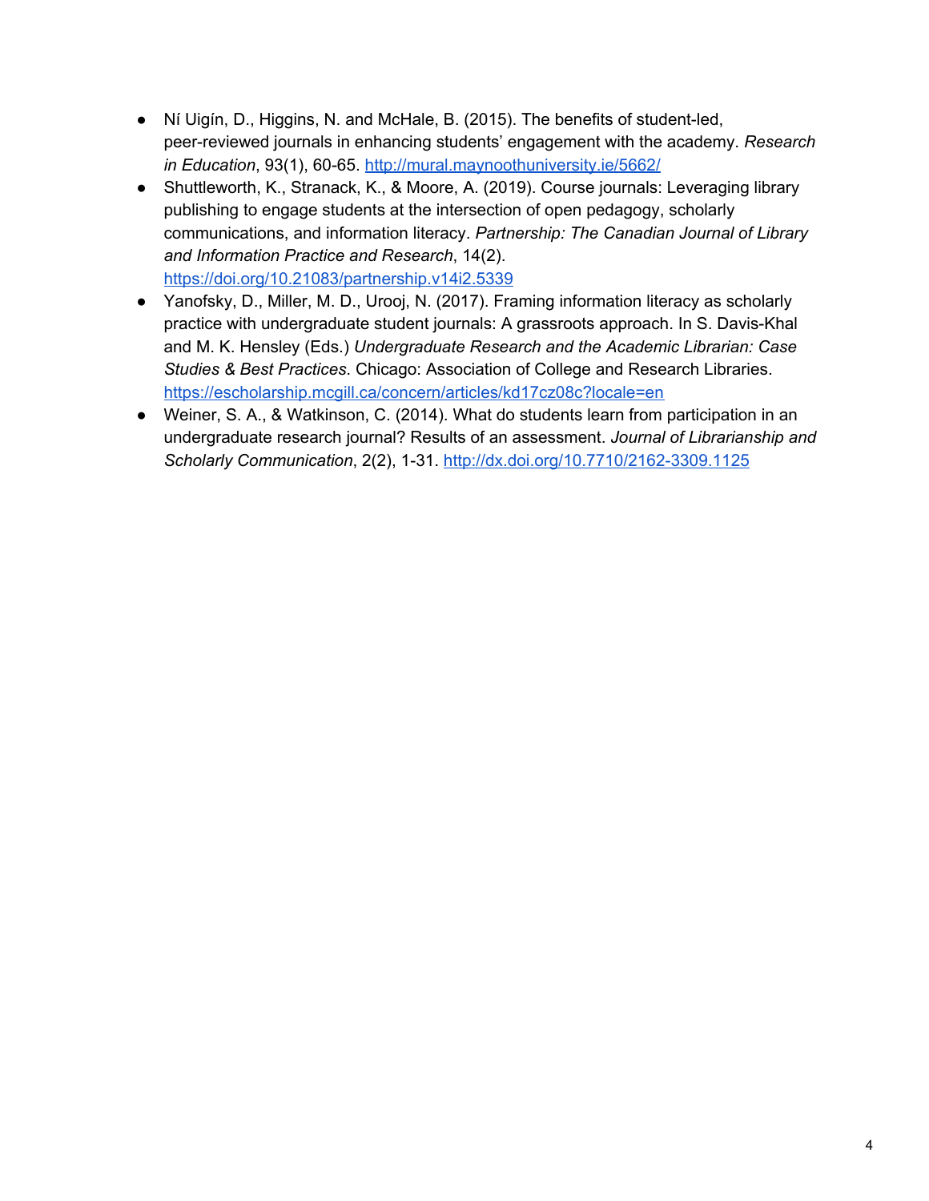- Ní Uigín, D., Higgins, N. and McHale, B. (2015). The benefits of student-led, peer-reviewed journals in enhancing students' engagement with the academy. *Research in Education*, 93(1), 60-65. http://mural.maynoothuniversity.ie/5662/
- Shuttleworth, K., Stranack, K., & Moore, A. (2019). Course journals: Leveraging library publishing to engage students at the intersection of open pedagogy, scholarly communications, and information literacy. *Partnership: The Canadian Journal of Library and Information Practice and Research*, 14(2). https://doi.org/10.21083/partnership.v14i2.5339
- Yanofsky, D., Miller, M. D., Urooj, N. (2017). Framing information literacy as scholarly practice with undergraduate student journals: A grassroots approach. In S. Davis-Khal and M. K. Hensley (Eds.) *Undergraduate Research and the Academic Librarian: Case Studies & Best Practices*. Chicago: Association of College and Research Libraries. https://escholarship.mcgill.ca/concern/articles/kd17cz08c?locale=en
- Weiner, S. A., & Watkinson, C. (2014). What do students learn from participation in an undergraduate research journal? Results of an assessment. *Journal of Librarianship and Scholarly Communication*, 2(2), 1-31. http://dx.doi.org/10.7710/2162-3309.1125